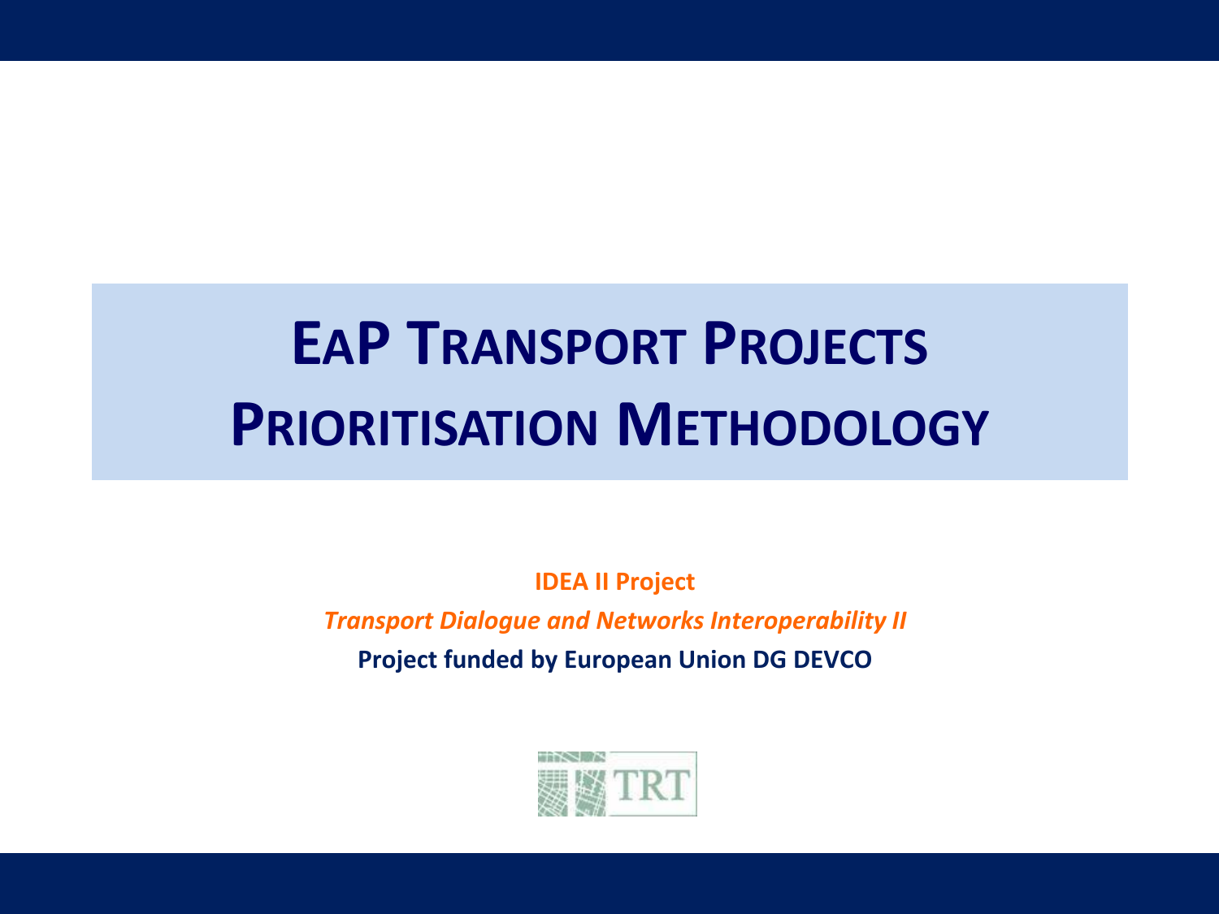# EaP Transport Projects Prioritisation Methodology

**IDEA II Project**

***Transport Dialogue and Networks Interoperability II***

**Project funded by European Union DG DEVCO**

TRT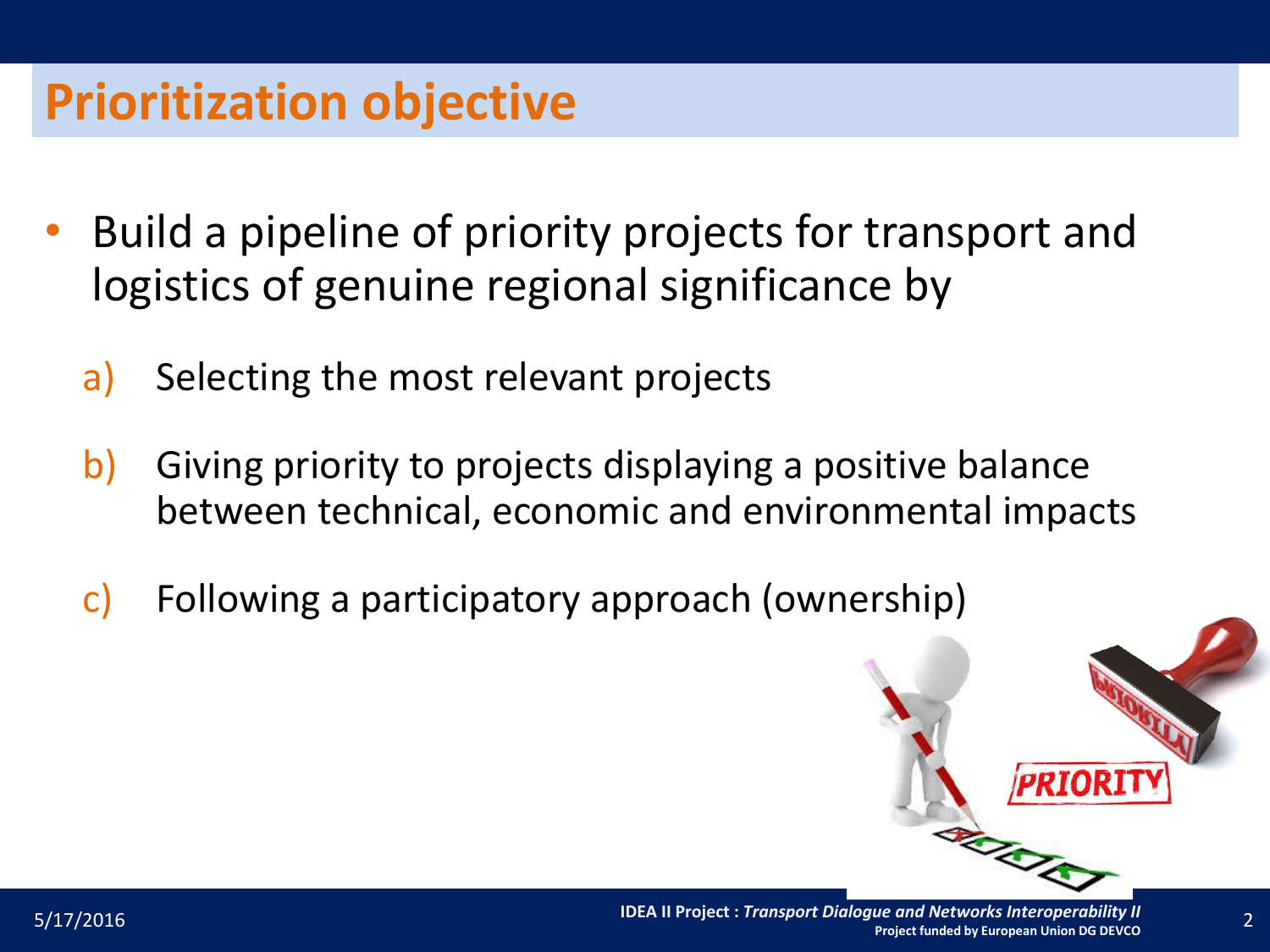# Prioritization objective

- Build a pipeline of priority projects for transport and logistics of genuine regional significance by

  a) Selecting the most relevant projects

  b) Giving priority to projects displaying a positive balance between technical, economic and environmental impacts

  c) Following a participatory approach (ownership)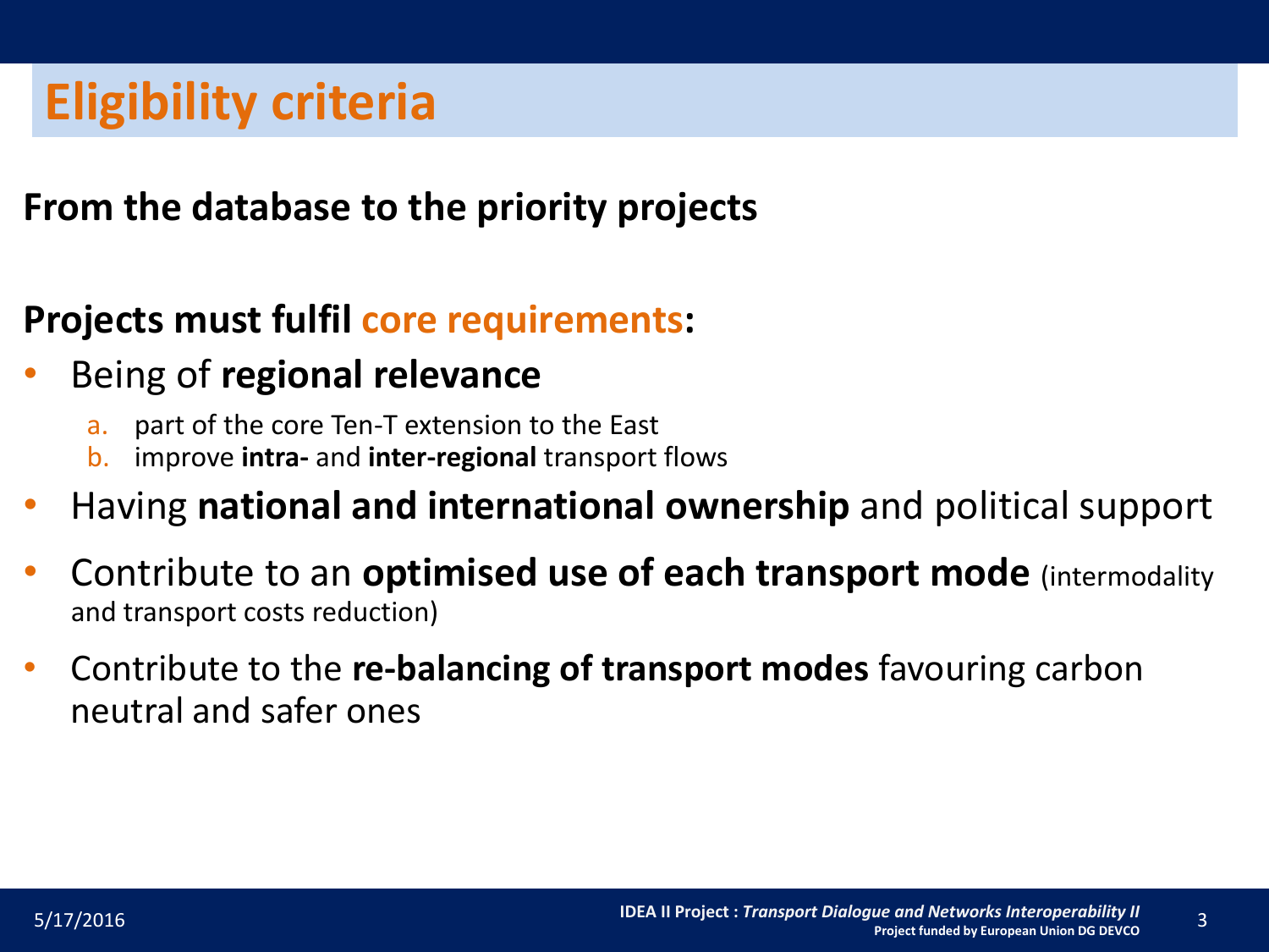# Eligibility criteria

**From the database to the priority projects**

**Projects must fulfil core requirements:**

- Being of **regional relevance**
  a. part of the core Ten-T extension to the East
  b. improve **intra-** and **inter-regional** transport flows
- Having **national and international ownership** and political support
- Contribute to an **optimised use of each transport mode** (intermodality and transport costs reduction)
- Contribute to the **re-balancing of transport modes** favouring carbon neutral and safer ones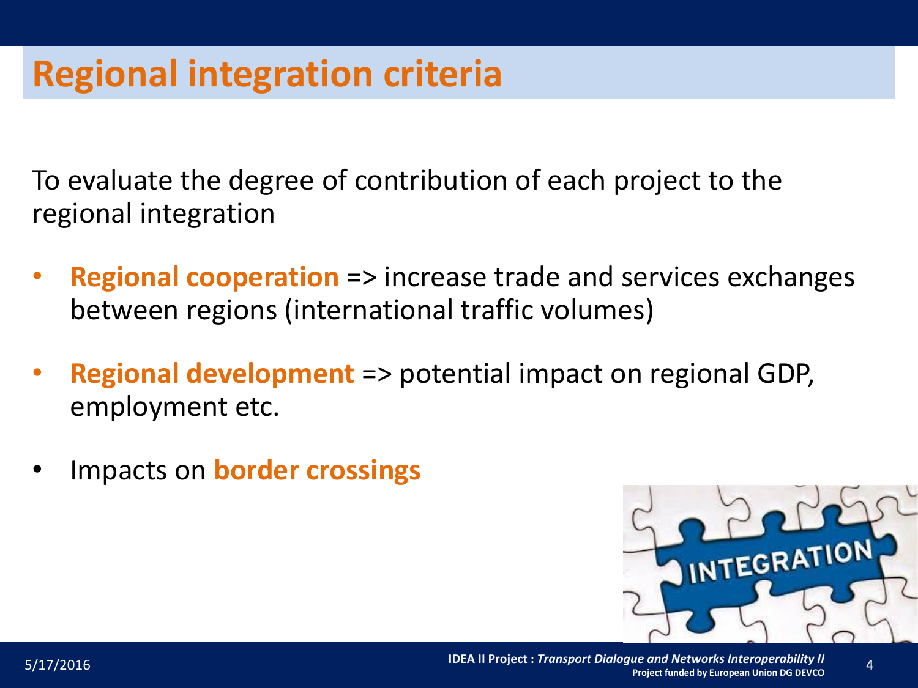# Regional integration criteria

To evaluate the degree of contribution of each project to the regional integration

- **Regional cooperation** => increase trade and services exchanges between regions (international traffic volumes)
- **Regional development** => potential impact on regional GDP, employment etc.
- Impacts on **border crossings**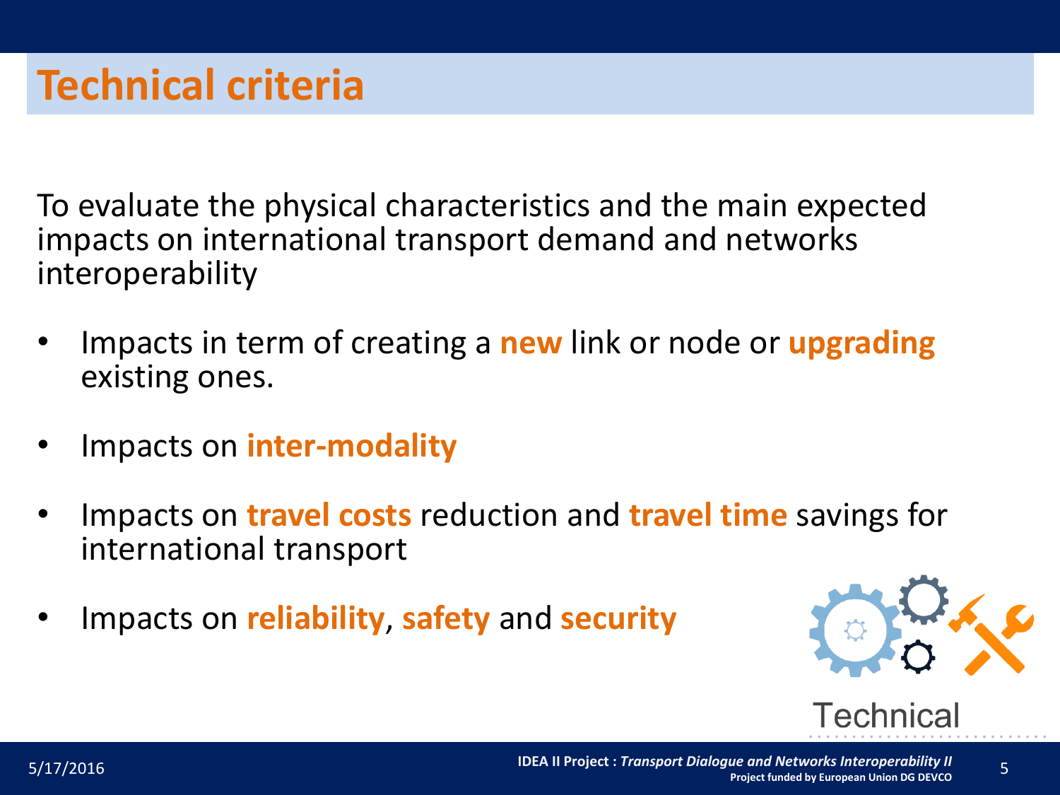# Technical criteria

To evaluate the physical characteristics and the main expected impacts on international transport demand and networks interoperability

- Impacts in term of creating a **new** link or node or **upgrading** existing ones.
- Impacts on **inter-modality**
- Impacts on **travel costs** reduction and **travel time** savings for international transport
- Impacts on **reliability**, **safety** and **security**

Technical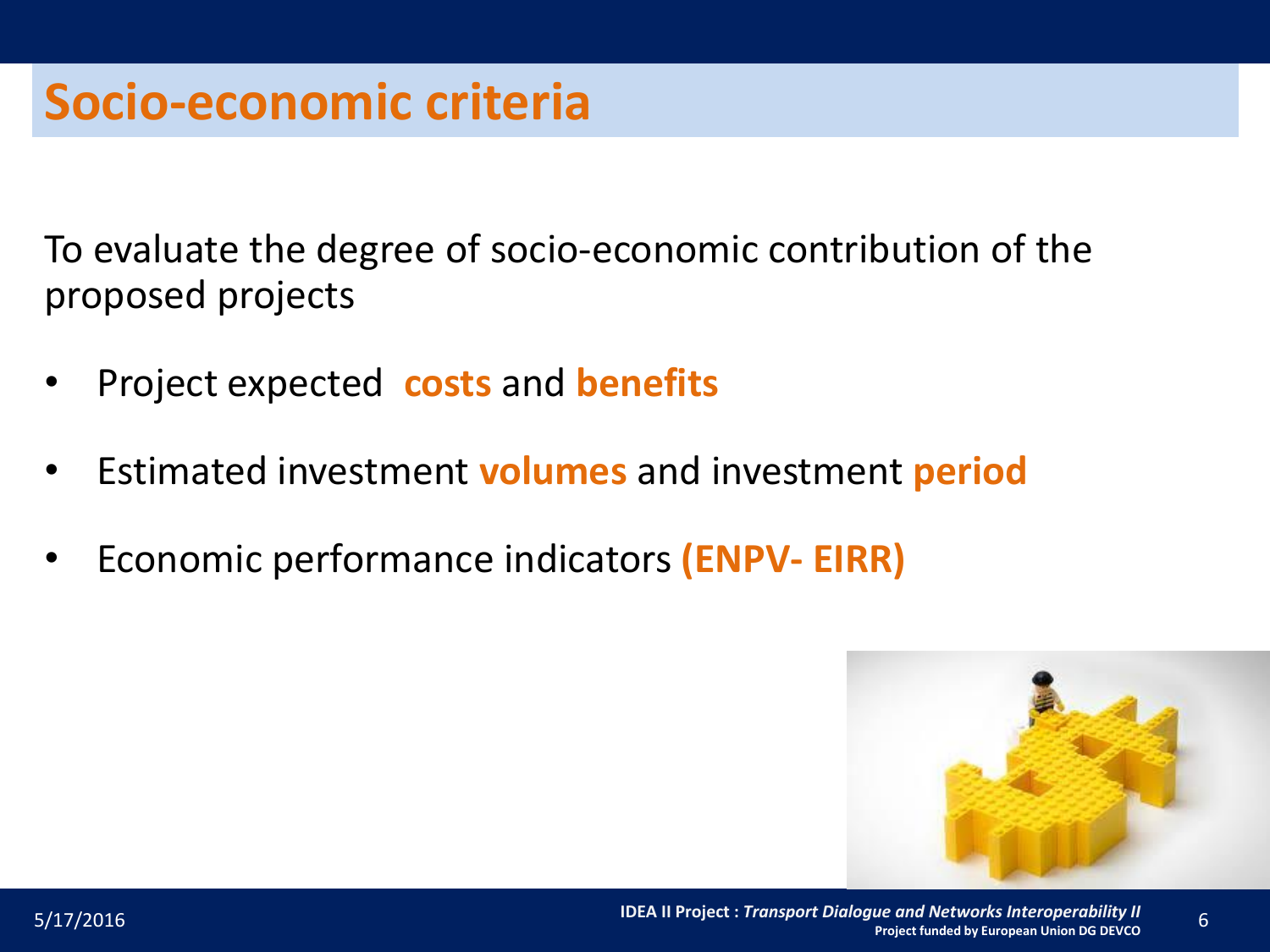# Socio-economic criteria

To evaluate the degree of socio-economic contribution of the proposed projects

- Project expected **costs** and **benefits**
- Estimated investment **volumes** and investment **period**
- Economic performance indicators **(ENPV- EIRR)**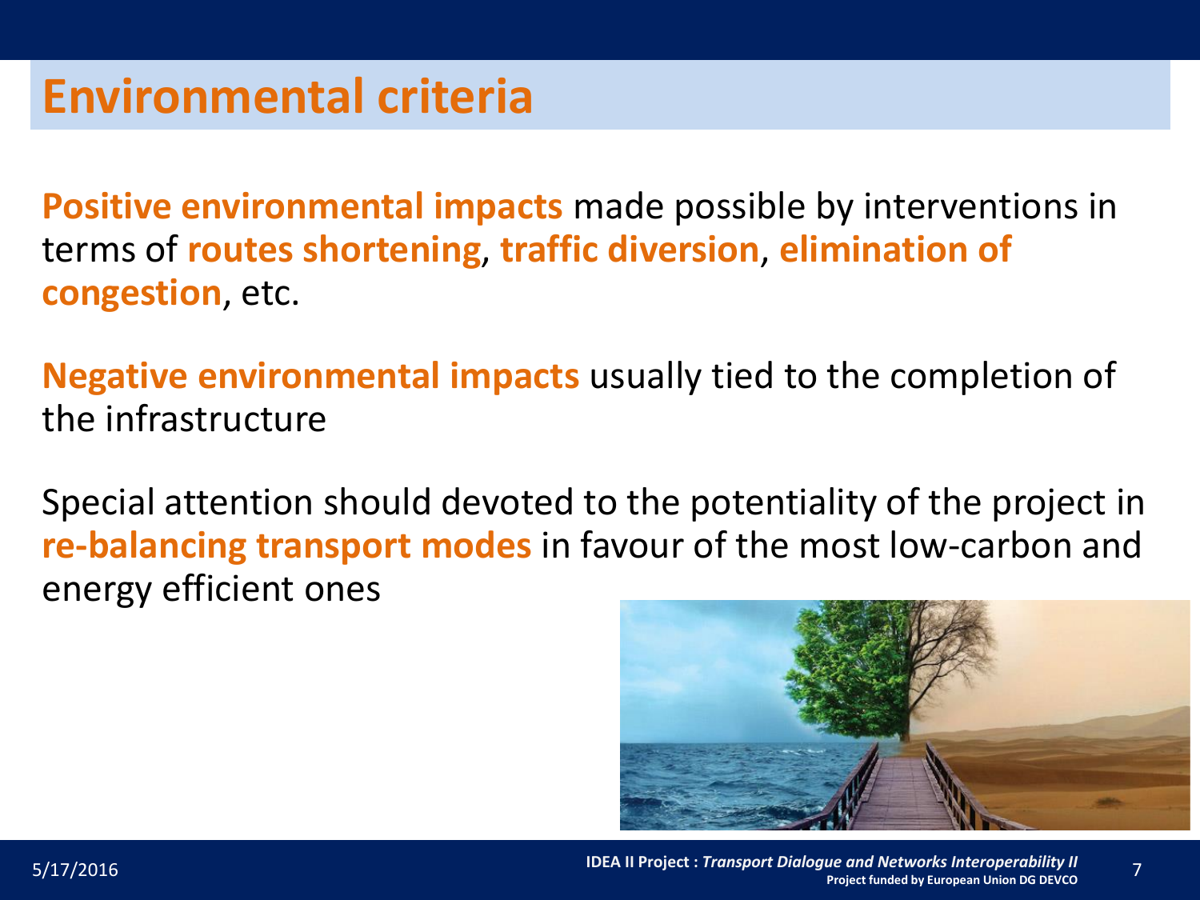# Environmental criteria

**Positive environmental impacts** made possible by interventions in terms of **routes shortening**, **traffic diversion**, **elimination of congestion**, etc.

**Negative environmental impacts** usually tied to the completion of the infrastructure

Special attention should devoted to the potentiality of the project in **re-balancing transport modes** in favour of the most low-carbon and energy efficient ones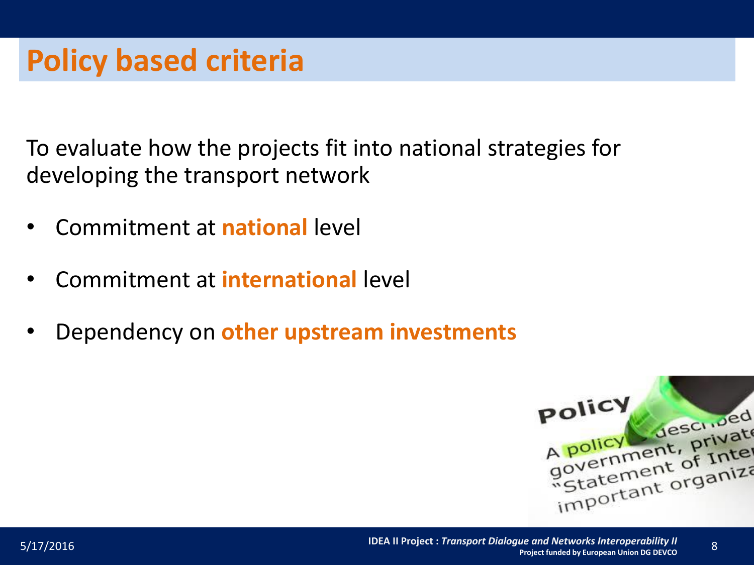# Policy based criteria

To evaluate how the projects fit into national strategies for developing the transport network

- Commitment at **national** level
- Commitment at **international** level
- Dependency on **other upstream investments**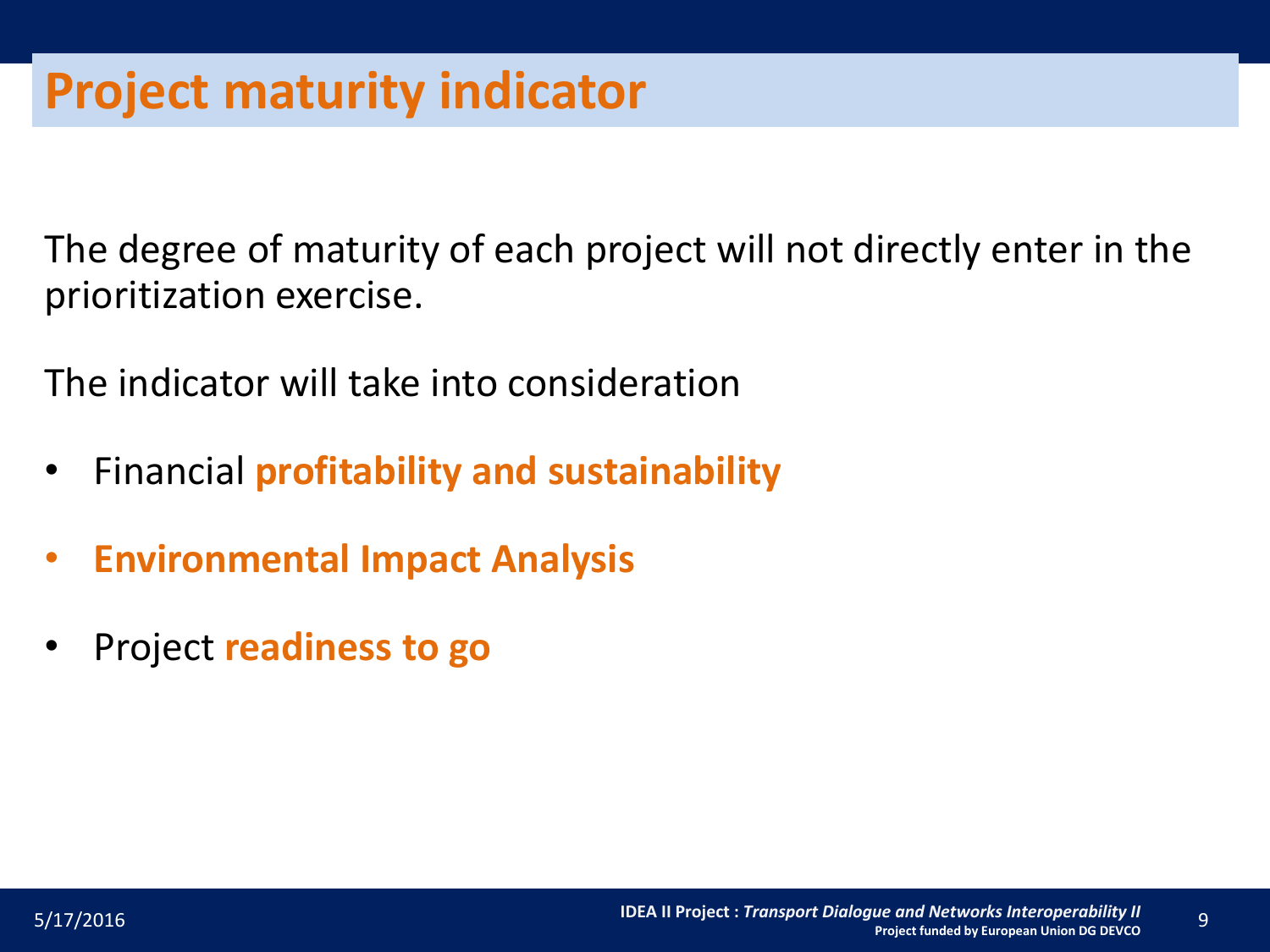# Project maturity indicator

The degree of maturity of each project will not directly enter in the prioritization exercise.

The indicator will take into consideration

- Financial **profitability and sustainability**
- **Environmental Impact Analysis**
- Project **readiness to go**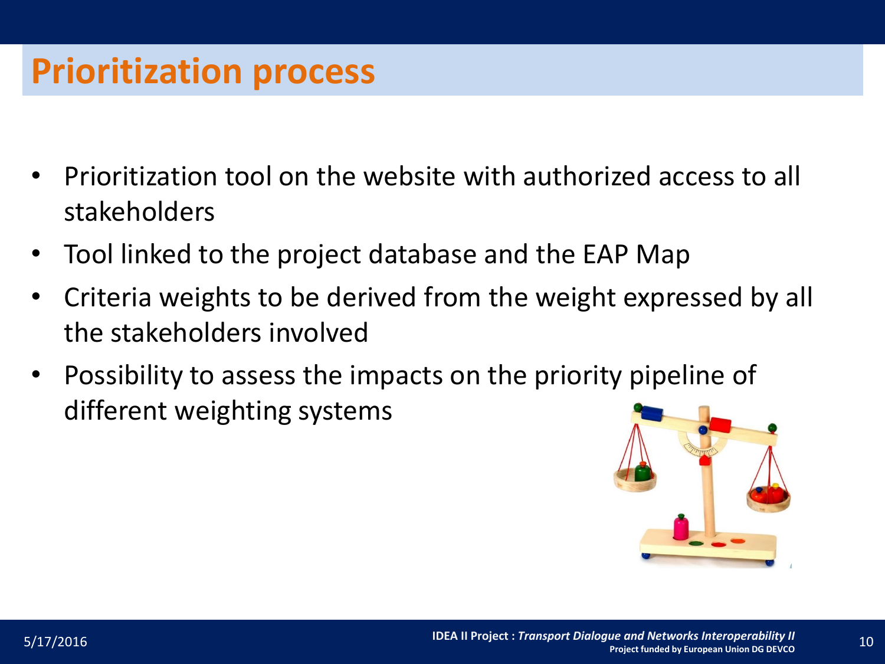# Prioritization process

- Prioritization tool on the website with authorized access to all stakeholders
- Tool linked to the project database and the EAP Map
- Criteria weights to be derived from the weight expressed by all the stakeholders involved
- Possibility to assess the impacts on the priority pipeline of different weighting systems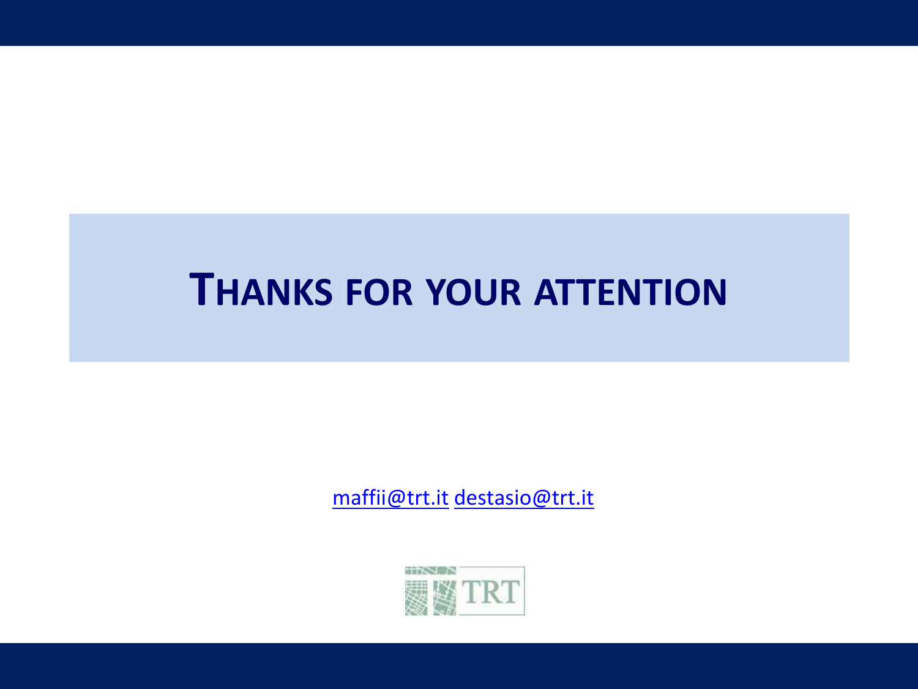# THANKS FOR YOUR ATTENTION

maffii@trt.it destasio@trt.it

TRT